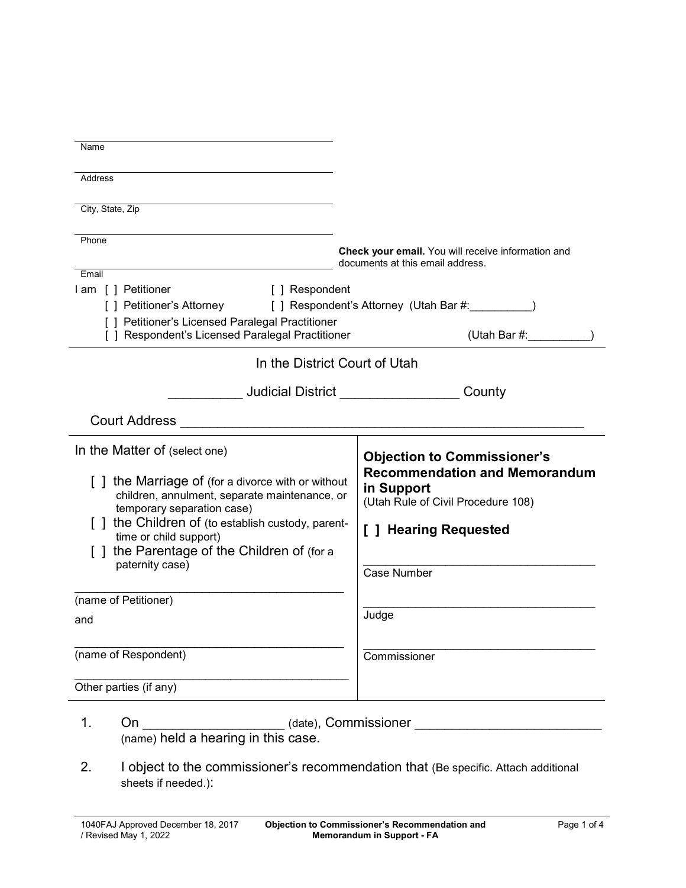______________________________
Name

______________________________
Address

______________________________
City, State, Zip

______________________________
Phone

______________________________
Email

**Check your email.** You will receive information and documents at this email address.

I am [ ] Petitioner [ ] Respondent
[ ] Petitioner's Attorney [ ] Respondent's Attorney (Utah Bar #:__________)
[ ] Petitioner's Licensed Paralegal Practitioner
[ ] Respondent's Licensed Paralegal Practitioner (Utah Bar #:__________)

In the District Court of Utah

__________ Judicial District ________________ County

Court Address ______________________________________________________

In the Matter of (select one)

[ ] the Marriage of (for a divorce with or without children, annulment, separate maintenance, or temporary separation case)
[ ] the Children of (to establish custody, parent-time or child support)
[ ] the Parentage of the Children of (for a paternity case)

______________________________________
(name of Petitioner)

and

______________________________________
(name of Respondent)

______________________________________
Other parties (if any)

**Objection to Commissioner's Recommendation and Memorandum in Support**
(Utah Rule of Civil Procedure 108)

**[ ] Hearing Requested**

______________________________________
Case Number

______________________________________
Judge

______________________________________
Commissioner

1. On __________________ (date), Commissioner ________________________ (name) held a hearing in this case.

2. I object to the commissioner's recommendation that (Be specific. Attach additional sheets if needed.):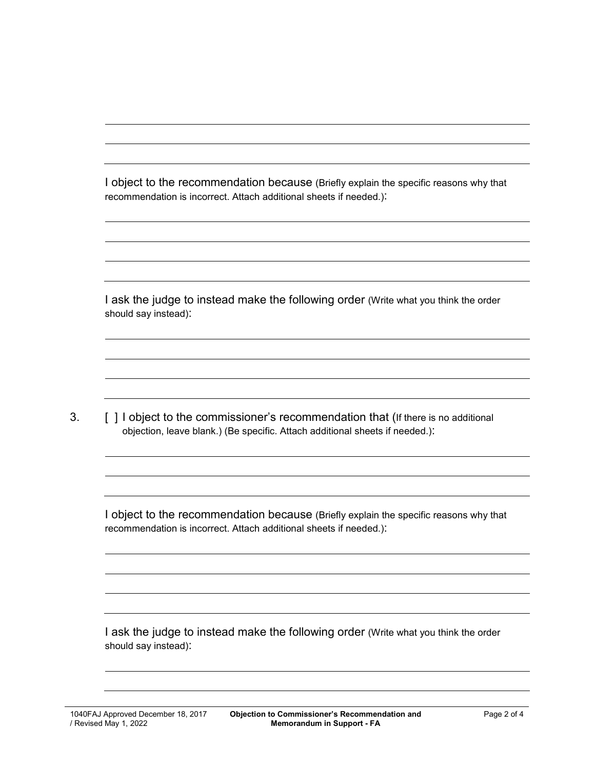I object to the recommendation because (Briefly explain the specific reasons why that recommendation is incorrect. Attach additional sheets if needed.):

I ask the judge to instead make the following order (Write what you think the order should say instead):

3. [ ] I object to the commissioner's recommendation that (If there is no additional objection, leave blank.) (Be specific. Attach additional sheets if needed.):

I object to the recommendation because (Briefly explain the specific reasons why that recommendation is incorrect. Attach additional sheets if needed.):

I ask the judge to instead make the following order (Write what you think the order should say instead):

1040FAJ Approved December 18, 2017 / Revised May 1, 2022 — **Objection to Commissioner's Recommendation and Memorandum in Support - FA**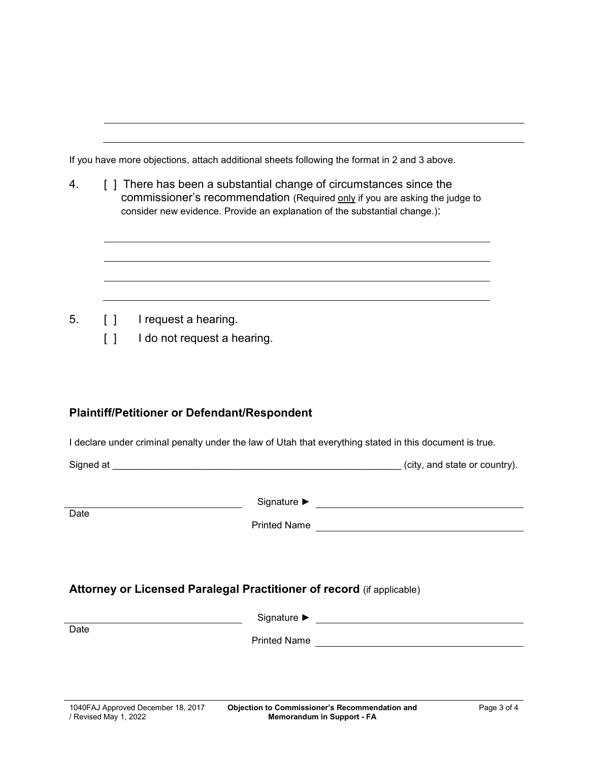______________________________________________________________________

______________________________________________________________________

If you have more objections, attach additional sheets following the format in 2 and 3 above.

4. [ ] There has been a substantial change of circumstances since the commissioner's recommendation (Required only if you are asking the judge to consider new evidence. Provide an explanation of the substantial change.):

______________________________________________________________________

______________________________________________________________________

______________________________________________________________________

______________________________________________________________________

5. [ ] I request a hearing.
   [ ] I do not request a hearing.

### Plaintiff/Petitioner or Defendant/Respondent

I declare under criminal penalty under the law of Utah that everything stated in this document is true.

Signed at ________________________________________________ (city, and state or country).

______________________________ Signature ► ______________________________
Date

Printed Name ______________________________

### Attorney or Licensed Paralegal Practitioner of record (if applicable)

______________________________ Signature ► ______________________________
Date

Printed Name ______________________________

1040FAJ Approved December 18, 2017 / Revised May 1, 2022 — **Objection to Commissioner's Recommendation and Memorandum in Support - FA**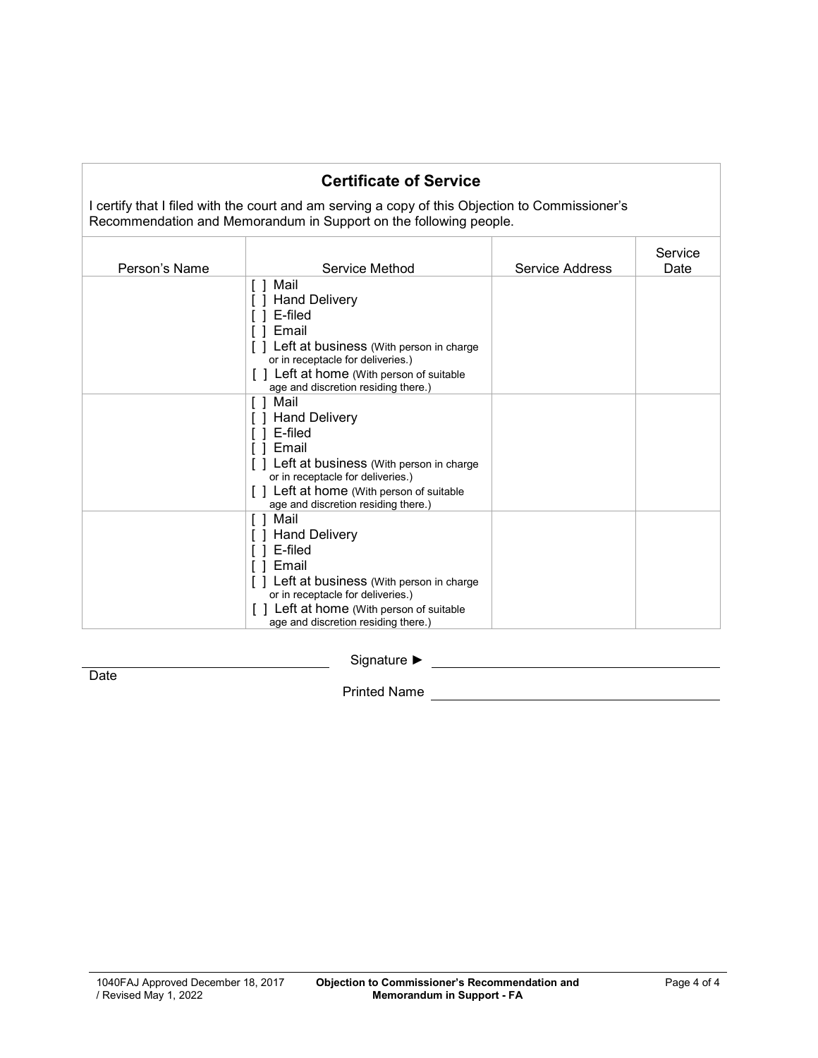## Certificate of Service

I certify that I filed with the court and am serving a copy of this Objection to Commissioner's Recommendation and Memorandum in Support on the following people.

| Person's Name | Service Method | Service Address | Service Date |
|---|---|---|---|
| | [ ] Mail<br>[ ] Hand Delivery<br>[ ] E-filed<br>[ ] Email<br>[ ] Left at business (With person in charge or in receptacle for deliveries.)<br>[ ] Left at home (With person of suitable age and discretion residing there.) | | |
| | [ ] Mail<br>[ ] Hand Delivery<br>[ ] E-filed<br>[ ] Email<br>[ ] Left at business (With person in charge or in receptacle for deliveries.)<br>[ ] Left at home (With person of suitable age and discretion residing there.) | | |
| | [ ] Mail<br>[ ] Hand Delivery<br>[ ] E-filed<br>[ ] Email<br>[ ] Left at business (With person in charge or in receptacle for deliveries.)<br>[ ] Left at home (With person of suitable age and discretion residing there.) | | |

_______________________________ Signature ► _______________________________

Date

Printed Name _______________________________

1040FAJ Approved December 18, 2017 / Revised May 1, 2022

**Objection to Commissioner's Recommendation and Memorandum in Support - FA**